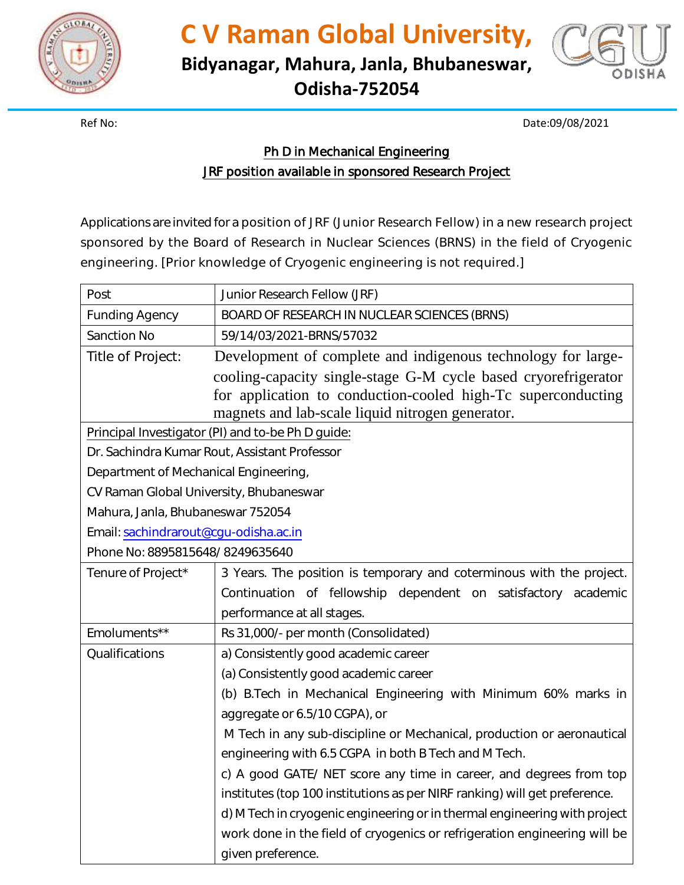# C V Raman Global University,

**Bidyanagar, Mahura, Janla, Bhubaneswar, Odisha-752054**

Ref No:

Date:09/08/2021

## Ph D in Mechanical Engineering

## JRF position available in sponsored Research Project

Applications are invited for a position of JRF (Junior Research Fellow) in a new research project sponsored by the Board of Research in Nuclear Sciences (BRNS) in the field of Cryogenic engineering. [Prior knowledge of Cryogenic engineering is not required.]

| | |
|---|---|
| Post | Junior Research Fellow (JRF) |
| Funding Agency | BOARD OF RESEARCH IN NUCLEAR SCIENCES (BRNS) |
| Sanction No | 59/14/03/2021-BRNS/57032 |
| Title of Project: | Development of complete and indigenous technology for large-cooling-capacity single-stage G-M cycle based cryorefrigerator for application to conduction-cooled high-Tc superconducting magnets and lab-scale liquid nitrogen generator. |
| Principal Investigator (PI) and to-be Ph D guide:<br>Dr. Sachindra Kumar Rout, Assistant Professor<br>Department of Mechanical Engineering,<br>CV Raman Global University, Bhubaneswar<br>Mahura, Janla, Bhubaneswar 752054<br>Email: sachindrarout@cgu-odisha.ac.in<br>Phone No: 8895815648/ 8249635640 | |
| Tenure of Project* | 3 Years. The position is temporary and coterminous with the project. Continuation of fellowship dependent on satisfactory academic performance at all stages. |
| Emoluments** | Rs 31,000/- per month (Consolidated) |
| Qualifications | a) Consistently good academic career<br>(a) Consistently good academic career<br>(b) B.Tech in Mechanical Engineering with Minimum 60% marks in aggregate or 6.5/10 CGPA), or<br>M Tech in any sub-discipline or Mechanical, production or aeronautical engineering with 6.5 CGPA in both B Tech and M Tech.<br>c) A good GATE/ NET score any time in career, and degrees from top institutes (top 100 institutions as per NIRF ranking) will get preference.<br>d) M Tech in cryogenic engineering or in thermal engineering with project work done in the field of cryogenics or refrigeration engineering will be given preference. |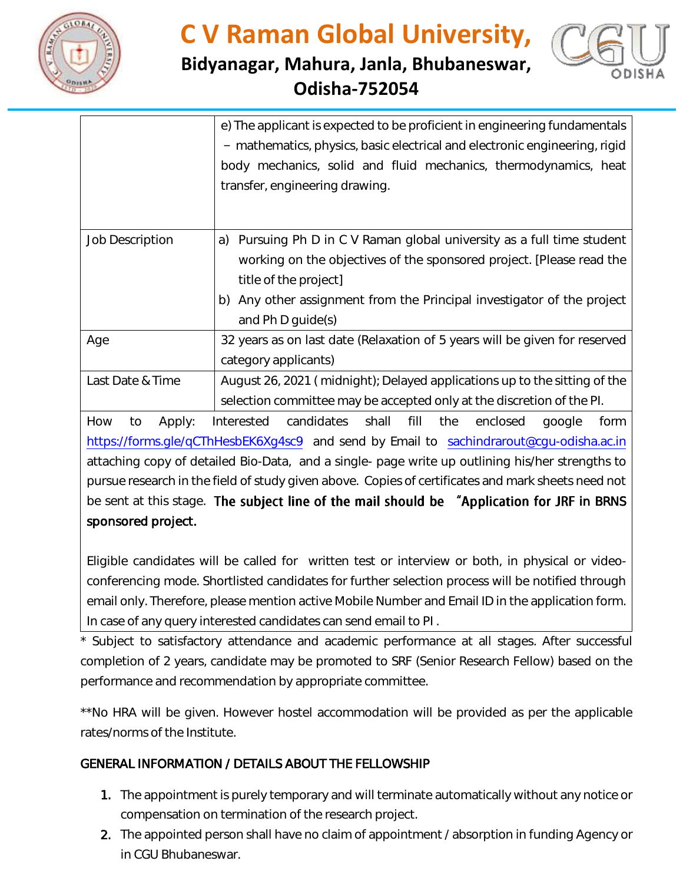| | |
|---|---|
| | e) The applicant is expected to be proficient in engineering fundamentals – mathematics, physics, basic electrical and electronic engineering, rigid body mechanics, solid and fluid mechanics, thermodynamics, heat transfer, engineering drawing. |
| Job Description | a) Pursuing Ph D in C V Raman global university as a full time student working on the objectives of the sponsored project. [Please read the title of the project]<br>b) Any other assignment from the Principal investigator of the project and Ph D guide(s) |
| Age | 32 years as on last date (Relaxation of 5 years will be given for reserved category applicants) |
| Last Date & Time | August 26, 2021 ( midnight); Delayed applications up to the sitting of the selection committee may be accepted only at the discretion of the PI. |

How to Apply: Interested candidates shall fill the enclosed google form https://forms.gle/qCThHesbEK6Xg4sc9 and send by Email to sachindrarout@cgu-odisha.ac.in attaching copy of detailed Bio-Data, and a single- page write up outlining his/her strengths to pursue research in the field of study given above. Copies of certificates and mark sheets need not be sent at this stage. **The subject line of the mail should be "Application for JRF in BRNS sponsored project.**

Eligible candidates will be called for written test or interview or both, in physical or video-conferencing mode. Shortlisted candidates for further selection process will be notified through email only. Therefore, please mention active Mobile Number and Email ID in the application form. In case of any query interested candidates can send email to PI .

* Subject to satisfactory attendance and academic performance at all stages. After successful completion of 2 years, candidate may be promoted to SRF (Senior Research Fellow) based on the performance and recommendation by appropriate committee.

**No HRA will be given. However hostel accommodation will be provided as per the applicable rates/norms of the Institute.

## GENERAL INFORMATION / DETAILS ABOUT THE FELLOWSHIP

1. The appointment is purely temporary and will terminate automatically without any notice or compensation on termination of the research project.
2. The appointed person shall have no claim of appointment / absorption in funding Agency or in CGU Bhubaneswar.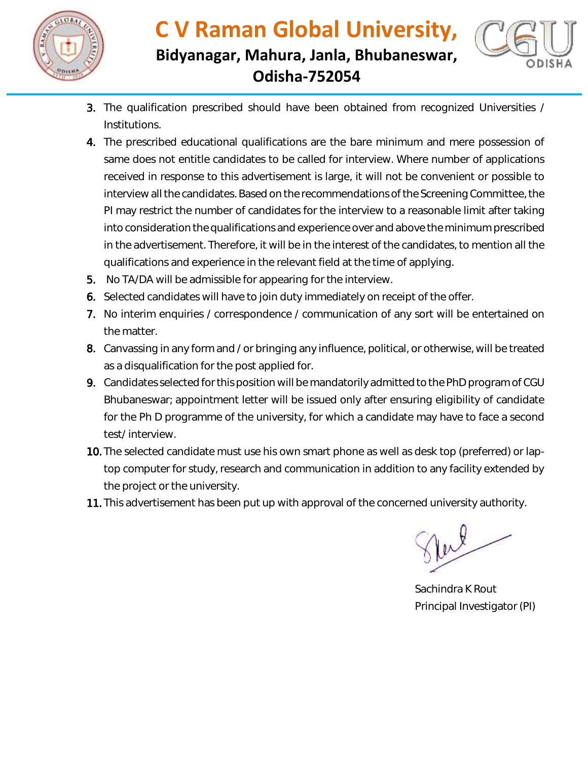3. The qualification prescribed should have been obtained from recognized Universities / Institutions.
4. The prescribed educational qualifications are the bare minimum and mere possession of same does not entitle candidates to be called for interview. Where number of applications received in response to this advertisement is large, it will not be convenient or possible to interview all the candidates. Based on the recommendations of the Screening Committee, the PI may restrict the number of candidates for the interview to a reasonable limit after taking into consideration the qualifications and experience over and above the minimum prescribed in the advertisement. Therefore, it will be in the interest of the candidates, to mention all the qualifications and experience in the relevant field at the time of applying.
5. No TA/DA will be admissible for appearing for the interview.
6. Selected candidates will have to join duty immediately on receipt of the offer.
7. No interim enquiries / correspondence / communication of any sort will be entertained on the matter.
8. Canvassing in any form and / or bringing any influence, political, or otherwise, will be treated as a disqualification for the post applied for.
9. Candidates selected for this position will be mandatorily admitted to the PhD program of CGU Bhubaneswar; appointment letter will be issued only after ensuring eligibility of candidate for the Ph D programme of the university, for which a candidate may have to face a second test/ interview.
10. The selected candidate must use his own smart phone as well as desk top (preferred) or lap-top computer for study, research and communication in addition to any facility extended by the project or the university.
11. This advertisement has been put up with approval of the concerned university authority.

Sachindra K Rout
Principal Investigator (PI)